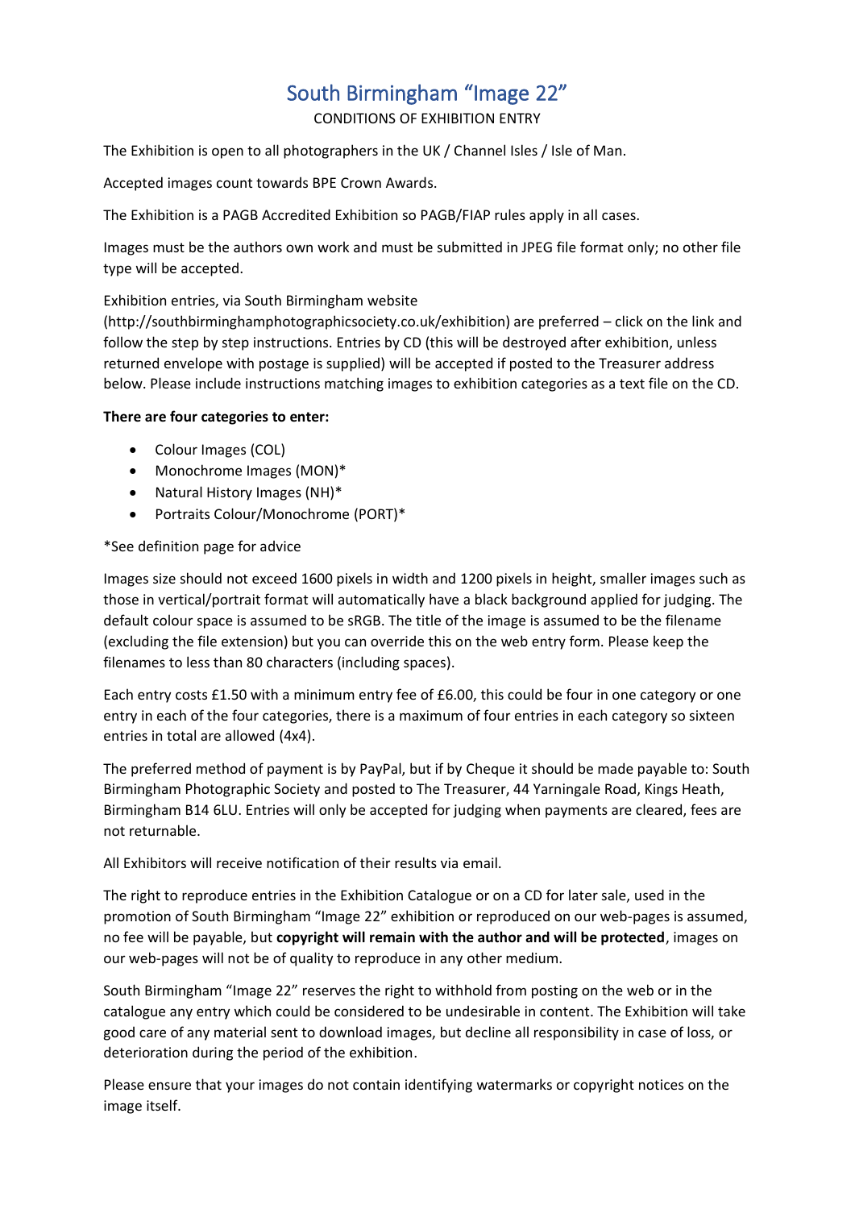# South Birmingham "Image 22"

CONDITIONS OF EXHIBITION ENTRY

The Exhibition is open to all photographers in the UK / Channel Isles / Isle of Man.

Accepted images count towards BPE Crown Awards.

The Exhibition is a PAGB Accredited Exhibition so PAGB/FIAP rules apply in all cases.

Images must be the authors own work and must be submitted in JPEG file format only; no other file type will be accepted.

Exhibition entries, via South Birmingham website (http://southbirminghamphotographicsociety.co.uk/exhibition) are preferred – click on the link and follow the step by step instructions. Entries by CD (this will be destroyed after exhibition, unless returned envelope with postage is supplied) will be accepted if posted to the Treasurer address below. Please include instructions matching images to exhibition categories as a text file on the CD.

**There are four categories to enter:**

- Colour Images (COL)
- Monochrome Images (MON)*
- Natural History Images (NH)*
- Portraits Colour/Monochrome (PORT)*

*See definition page for advice

Images size should not exceed 1600 pixels in width and 1200 pixels in height, smaller images such as those in vertical/portrait format will automatically have a black background applied for judging. The default colour space is assumed to be sRGB. The title of the image is assumed to be the filename (excluding the file extension) but you can override this on the web entry form. Please keep the filenames to less than 80 characters (including spaces).

Each entry costs £1.50 with a minimum entry fee of £6.00, this could be four in one category or one entry in each of the four categories, there is a maximum of four entries in each category so sixteen entries in total are allowed (4x4).

The preferred method of payment is by PayPal, but if by Cheque it should be made payable to: South Birmingham Photographic Society and posted to The Treasurer, 44 Yarningale Road, Kings Heath, Birmingham B14 6LU. Entries will only be accepted for judging when payments are cleared, fees are not returnable.

All Exhibitors will receive notification of their results via email.

The right to reproduce entries in the Exhibition Catalogue or on a CD for later sale, used in the promotion of South Birmingham "Image 22" exhibition or reproduced on our web-pages is assumed, no fee will be payable, but **copyright will remain with the author and will be protected**, images on our web-pages will not be of quality to reproduce in any other medium.

South Birmingham "Image 22" reserves the right to withhold from posting on the web or in the catalogue any entry which could be considered to be undesirable in content. The Exhibition will take good care of any material sent to download images, but decline all responsibility in case of loss, or deterioration during the period of the exhibition.

Please ensure that your images do not contain identifying watermarks or copyright notices on the image itself.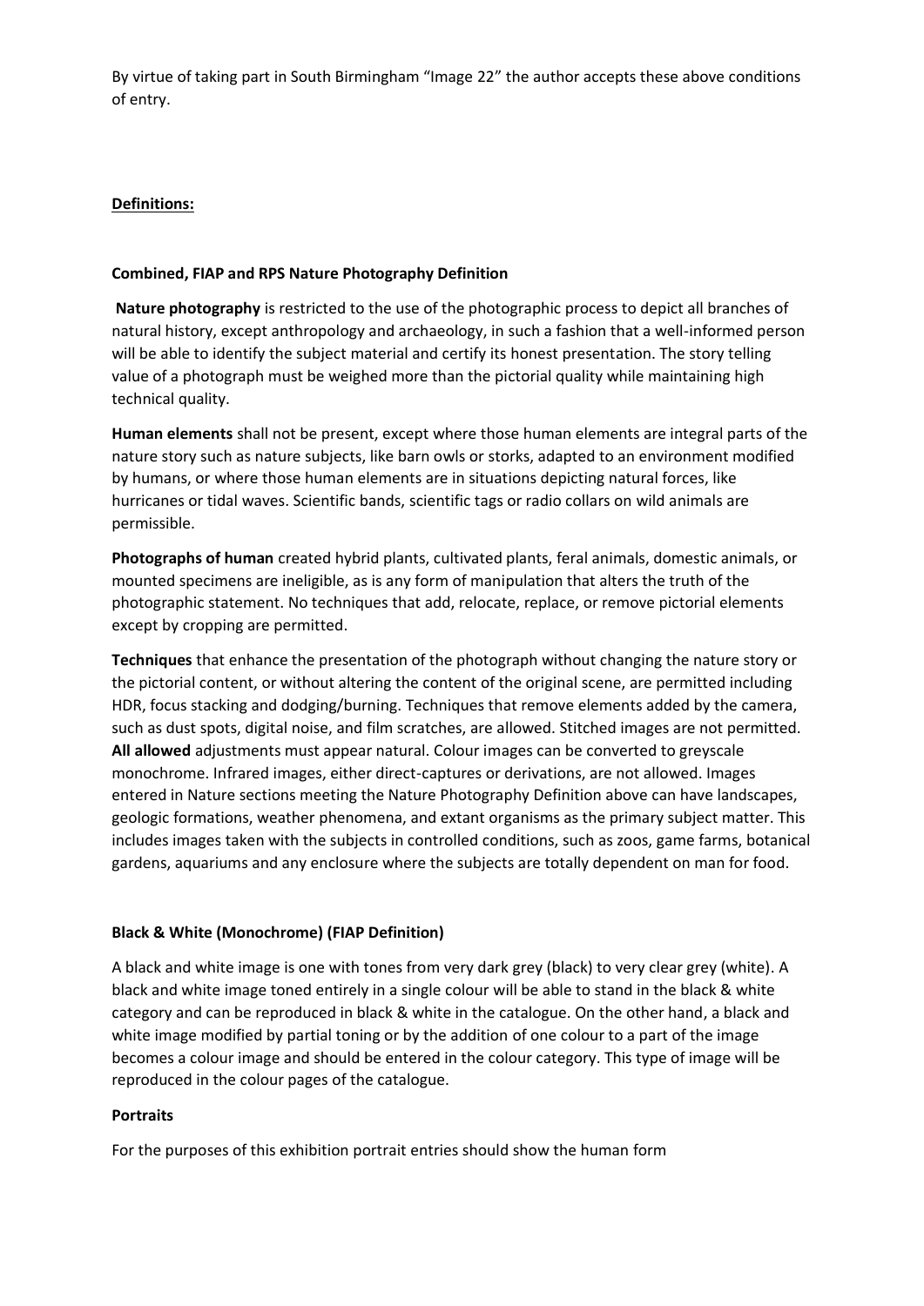By virtue of taking part in South Birmingham "Image 22" the author accepts these above conditions of entry.

**Definitions:**

**Combined, FIAP and RPS Nature Photography Definition**

**Nature photography** is restricted to the use of the photographic process to depict all branches of natural history, except anthropology and archaeology, in such a fashion that a well-informed person will be able to identify the subject material and certify its honest presentation. The story telling value of a photograph must be weighed more than the pictorial quality while maintaining high technical quality.

**Human elements** shall not be present, except where those human elements are integral parts of the nature story such as nature subjects, like barn owls or storks, adapted to an environment modified by humans, or where those human elements are in situations depicting natural forces, like hurricanes or tidal waves. Scientific bands, scientific tags or radio collars on wild animals are permissible.

**Photographs of human** created hybrid plants, cultivated plants, feral animals, domestic animals, or mounted specimens are ineligible, as is any form of manipulation that alters the truth of the photographic statement. No techniques that add, relocate, replace, or remove pictorial elements except by cropping are permitted.

**Techniques** that enhance the presentation of the photograph without changing the nature story or the pictorial content, or without altering the content of the original scene, are permitted including HDR, focus stacking and dodging/burning. Techniques that remove elements added by the camera, such as dust spots, digital noise, and film scratches, are allowed. Stitched images are not permitted. **All allowed** adjustments must appear natural. Colour images can be converted to greyscale monochrome. Infrared images, either direct-captures or derivations, are not allowed. Images entered in Nature sections meeting the Nature Photography Definition above can have landscapes, geologic formations, weather phenomena, and extant organisms as the primary subject matter. This includes images taken with the subjects in controlled conditions, such as zoos, game farms, botanical gardens, aquariums and any enclosure where the subjects are totally dependent on man for food.

**Black & White (Monochrome) (FIAP Definition)**

A black and white image is one with tones from very dark grey (black) to very clear grey (white). A black and white image toned entirely in a single colour will be able to stand in the black & white category and can be reproduced in black & white in the catalogue. On the other hand, a black and white image modified by partial toning or by the addition of one colour to a part of the image becomes a colour image and should be entered in the colour category. This type of image will be reproduced in the colour pages of the catalogue.

**Portraits**

For the purposes of this exhibition portrait entries should show the human form